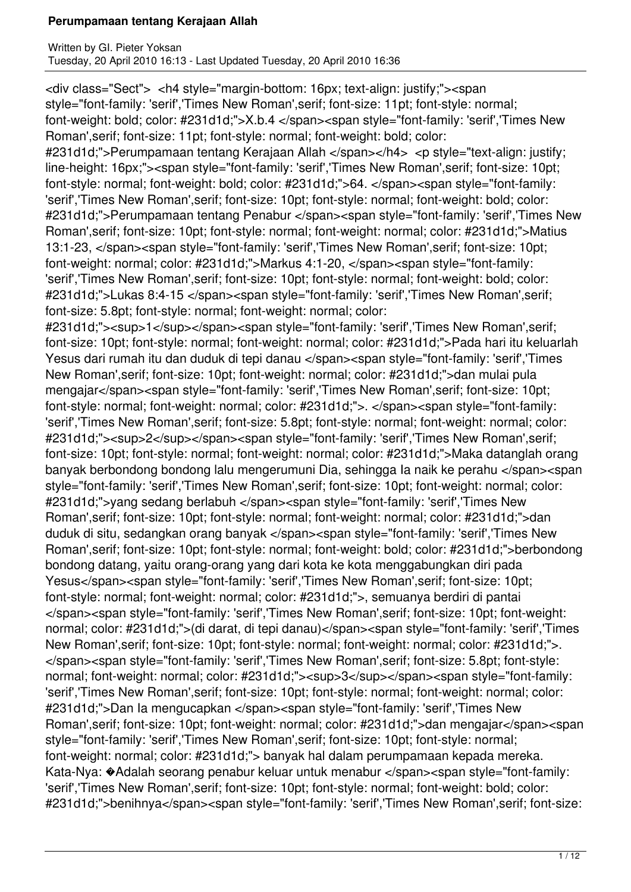<div class="Sect"> <h4 style="margin-bottom: 16px; text-align: justify;"><span style="font-family: 'serif','Times New Roman',serif; font-size: 11pt; font-style: normal; font-weight: bold; color: #231d1d;">X.b.4 </span><span style="font-family: 'serif','Times New Roman',serif; font-size: 11pt; font-style: normal; font-weight: bold; color: #231d1d;">Perumpamaan tentang Kerajaan Allah </span></h4> <p style="text-align: justify; line-height: 16px;"><span style="font-family: 'serif','Times New Roman',serif; font-size: 10pt; font-style: normal; font-weight: bold; color: #231d1d;">64. </span><span style="font-family: 'serif','Times New Roman',serif; font-size: 10pt; font-style: normal; font-weight: bold; color: #231d1d;">Perumpamaan tentang Penabur </span><span style="font-family: 'serif','Times New Roman',serif; font-size: 10pt; font-style: normal; font-weight: normal; color: #231d1d;">Matius 13:1-23, </span><span style="font-family: 'serif','Times New Roman',serif; font-size: 10pt; font-weight: normal; color: #231d1d;">Markus 4:1-20, </span><span style="font-family: 'serif','Times New Roman',serif; font-size: 10pt; font-style: normal; font-weight: bold; color: #231d1d;">Lukas 8:4-15 </span><span style="font-family: 'serif','Times New Roman',serif; font-size: 5.8pt; font-style: normal; font-weight: normal; color: #231d1d;"><sup>1</sup></span><span style="font-family: 'serif','Times New Roman',serif; font-size: 10pt; font-style: normal; font-weight: normal; color: #231d1d;">Pada hari itu keluarlah Yesus dari rumah itu dan duduk di tepi danau </span><span style="font-family: 'serif','Times New Roman',serif; font-size: 10pt; font-weight: normal; color: #231d1d;">dan mulai pula mengajar</span><span style="font-family: 'serif','Times New Roman',serif; font-size: 10pt; font-style: normal; font-weight: normal; color: #231d1d;">. </span><span style="font-family: 'serif','Times New Roman',serif; font-size: 5.8pt; font-style: normal; font-weight: normal; color: #231d1d;"><sup>2</sup></span><span style="font-family: 'serif','Times New Roman',serif; font-size: 10pt; font-style: normal; font-weight: normal; color: #231d1d;">Maka datanglah orang banyak berbondong bondong lalu mengerumuni Dia, sehingga Ia naik ke perahu </span><span style="font-family: 'serif','Times New Roman',serif; font-size: 10pt; font-weight: normal; color: #231d1d;">yang sedang berlabuh </span><span style="font-family: 'serif','Times New Roman',serif; font-size: 10pt; font-style: normal; font-weight: normal; color: #231d1d;">dan duduk di situ, sedangkan orang banyak </span><span style="font-family: 'serif','Times New Roman',serif; font-size: 10pt; font-style: normal; font-weight: bold; color: #231d1d;">berbondong bondong datang, yaitu orang-orang yang dari kota ke kota menggabungkan diri pada Yesus</span><span style="font-family: 'serif','Times New Roman',serif; font-size: 10pt; font-style: normal; font-weight: normal; color: #231d1d;">, semuanya berdiri di pantai </span><span style="font-family: 'serif','Times New Roman',serif; font-size: 10pt; font-weight: normal; color: #231d1d;">(di darat, di tepi danau)</span><span style="font-family: 'serif','Times New Roman',serif; font-size: 10pt; font-style: normal; font-weight: normal; color: #231d1d;">. </span><span style="font-family: 'serif','Times New Roman',serif; font-size: 5.8pt; font-style: normal; font-weight: normal; color: #231d1d;"><sup>3</sup></span><span style="font-family: 'serif','Times New Roman',serif; font-size: 10pt; font-style: normal; font-weight: normal; color: #231d1d;">Dan Ia mengucapkan </span><span style="font-family: 'serif','Times New Roman',serif; font-size: 10pt; font-weight: normal; color: #231d1d;">dan mengajar</span><span style="font-family: 'serif','Times New Roman',serif; font-size: 10pt; font-style: normal; font-weight: normal; color: #231d1d;"> banyak hal dalam perumpamaan kepada mereka. Kata-Nya: �Adalah seorang penabur keluar untuk menabur </span><span style="font-family: 'serif','Times New Roman',serif; font-size: 10pt; font-style: normal; font-weight: bold; color: #231d1d;">benihnya</span><span style="font-family: 'serif','Times New Roman',serif; font-size: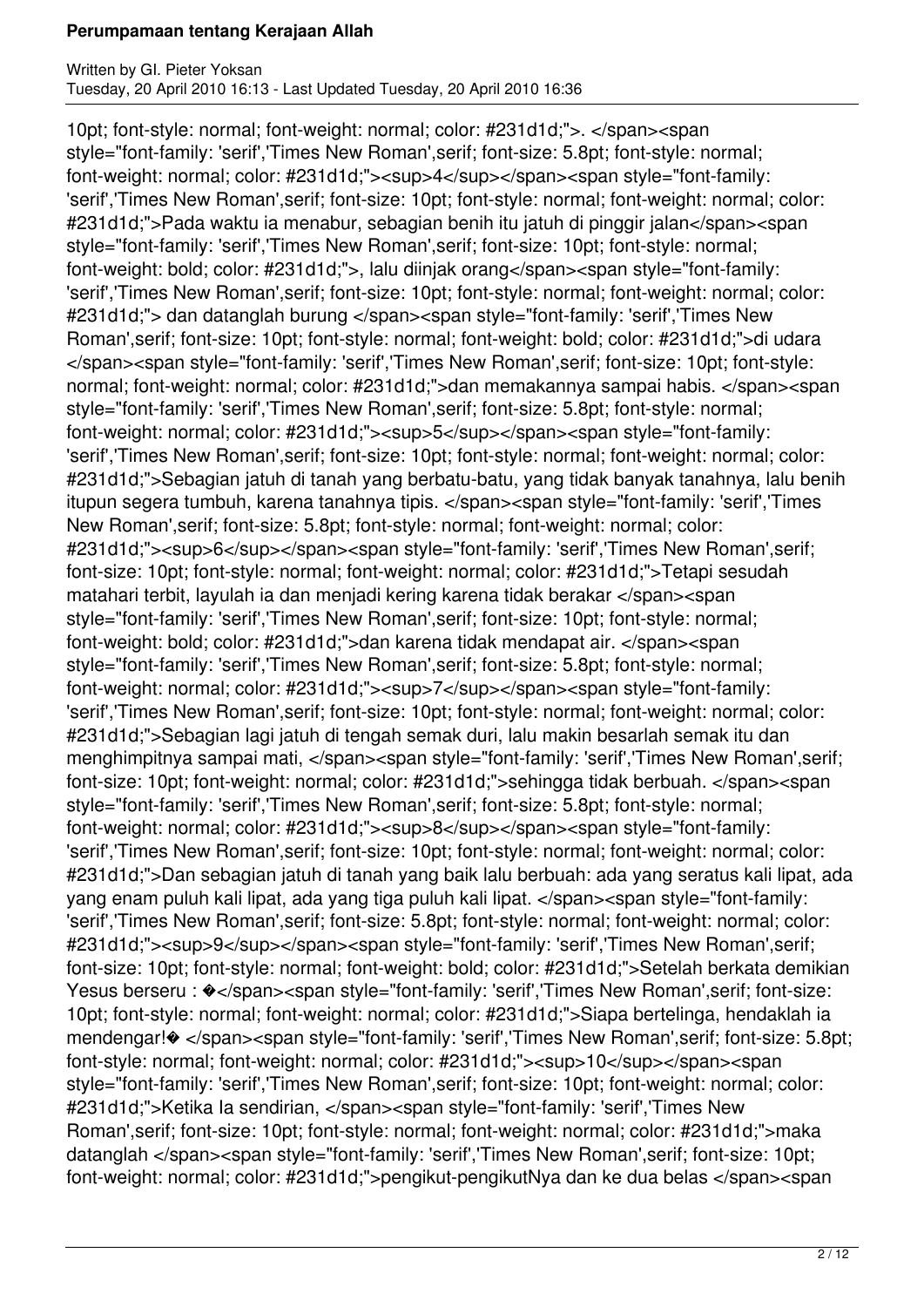10pt; font-style: normal; font-weight: normal; color: #231d1d;">. </span><span style="font-family: 'serif','Times New Roman',serif; font-size: 5.8pt; font-style: normal; font-weight: normal; color: #231d1d;"><sup>4</sup></span><span style="font-family: 'serif','Times New Roman',serif; font-size: 10pt; font-style: normal; font-weight: normal; color: #231d1d;">Pada waktu ia menabur, sebagian benih itu jatuh di pinggir jalan</span><span style="font-family: 'serif','Times New Roman',serif; font-size: 10pt; font-style: normal; font-weight: bold; color: #231d1d;">, lalu diinjak orang</span><span style="font-family: 'serif','Times New Roman',serif; font-size: 10pt; font-style: normal; font-weight: normal; color: #231d1d;"> dan datanglah burung </span><span style="font-family: 'serif','Times New Roman',serif; font-size: 10pt; font-style: normal; font-weight: bold; color: #231d1d;">di udara </span><span style="font-family: 'serif','Times New Roman',serif; font-size: 10pt; font-style: normal; font-weight: normal; color: #231d1d;">dan memakannya sampai habis. </span><span style="font-family: 'serif','Times New Roman',serif; font-size: 5.8pt; font-style: normal; font-weight: normal; color: #231d1d;"><sup>5</sup></span><span style="font-family: 'serif','Times New Roman',serif; font-size: 10pt; font-style: normal; font-weight: normal; color: #231d1d;">Sebagian jatuh di tanah yang berbatu-batu, yang tidak banyak tanahnya, lalu benih itupun segera tumbuh, karena tanahnya tipis. </span><span style="font-family: 'serif','Times New Roman',serif; font-size: 5.8pt; font-style: normal; font-weight: normal; color: #231d1d;"><sup>6</sup></span><span style="font-family: 'serif','Times New Roman',serif; font-size: 10pt; font-style: normal; font-weight: normal; color: #231d1d;">Tetapi sesudah matahari terbit, layulah ia dan menjadi kering karena tidak berakar </span><span style="font-family: 'serif','Times New Roman',serif; font-size: 10pt; font-style: normal; font-weight: bold; color: #231d1d;">dan karena tidak mendapat air. </span><span style="font-family: 'serif','Times New Roman',serif; font-size: 5.8pt; font-style: normal; font-weight: normal; color: #231d1d;"><sup>7</sup></span><span style="font-family: 'serif','Times New Roman',serif; font-size: 10pt; font-style: normal; font-weight: normal; color: #231d1d;">Sebagian lagi jatuh di tengah semak duri, lalu makin besarlah semak itu dan menghimpitnya sampai mati, </span><span style="font-family: 'serif','Times New Roman',serif; font-size: 10pt; font-weight: normal; color: #231d1d;">sehingga tidak berbuah. </span><span style="font-family: 'serif','Times New Roman',serif; font-size: 5.8pt; font-style: normal; font-weight: normal; color: #231d1d;"><sup>8</sup></span><span style="font-family: 'serif','Times New Roman',serif; font-size: 10pt; font-style: normal; font-weight: normal; color: #231d1d;">Dan sebagian jatuh di tanah yang baik lalu berbuah: ada yang seratus kali lipat, ada yang enam puluh kali lipat, ada yang tiga puluh kali lipat. </span><span style="font-family: 'serif','Times New Roman',serif; font-size: 5.8pt; font-style: normal; font-weight: normal; color: #231d1d;"><sup>9</sup></span><span style="font-family: 'serif','Times New Roman',serif; font-size: 10pt; font-style: normal; font-weight: bold; color: #231d1d;">Setelah berkata demikian Yesus berseru : �</span><span style="font-family: 'serif','Times New Roman',serif; font-size: 10pt; font-style: normal; font-weight: normal; color: #231d1d;">Siapa bertelinga, hendaklah ia mendengar!� </span><span style="font-family: 'serif','Times New Roman',serif; font-size: 5.8pt; font-style: normal; font-weight: normal; color: #231d1d;"><sup>10</sup></span><span style="font-family: 'serif','Times New Roman',serif; font-size: 10pt; font-weight: normal; color: #231d1d;">Ketika Ia sendirian, </span><span style="font-family: 'serif','Times New Roman',serif; font-size: 10pt; font-style: normal; font-weight: normal; color: #231d1d;">maka datanglah </span><span style="font-family: 'serif','Times New Roman',serif; font-size: 10pt; font-weight: normal; color: #231d1d;">pengikut-pengikutNya dan ke dua belas </span><span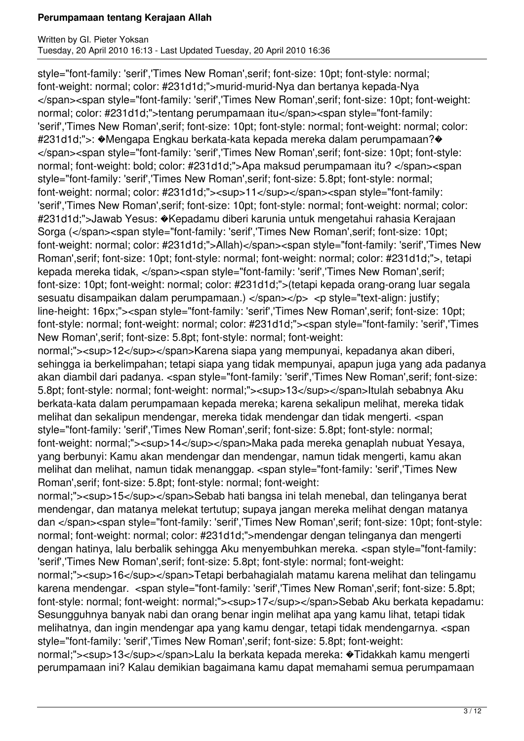style="font-family: 'serif','Times New Roman',serif; font-size: 10pt; font-style: normal; font-weight: normal; color: #231d1d;">murid-murid-Nya dan bertanya kepada-Nya </span><span style="font-family: 'serif','Times New Roman',serif; font-size: 10pt; font-weight: normal; color: #231d1d;">tentang perumpamaan itu</span><span style="font-family: 'serif','Times New Roman',serif; font-size: 10pt; font-style: normal; font-weight: normal; color: #231d1d;">: �Mengapa Engkau berkata-kata kepada mereka dalam perumpamaan?� </span><span style="font-family: 'serif','Times New Roman',serif; font-size: 10pt; font-style: normal; font-weight: bold; color: #231d1d;">Apa maksud perumpamaan itu? </span><span style="font-family: 'serif','Times New Roman',serif; font-size: 5.8pt; font-style: normal; font-weight: normal; color: #231d1d;"><sup>11</sup></span><span style="font-family: 'serif','Times New Roman',serif; font-size: 10pt; font-style: normal; font-weight: normal; color: #231d1d;">Jawab Yesus: �Kepadamu diberi karunia untuk mengetahui rahasia Kerajaan Sorga (</span><span style="font-family: 'serif','Times New Roman',serif; font-size: 10pt; font-weight: normal; color: #231d1d;">Allah)</span><span style="font-family: 'serif','Times New Roman',serif; font-size: 10pt; font-style: normal; font-weight: normal; color: #231d1d;">, tetapi kepada mereka tidak, </span><span style="font-family: 'serif','Times New Roman',serif; font-size: 10pt; font-weight: normal; color: #231d1d;">(tetapi kepada orang-orang luar segala sesuatu disampaikan dalam perumpamaan.) </span></p> <p style="text-align: justify; line-height: 16px;"><span style="font-family: 'serif','Times New Roman',serif; font-size: 10pt; font-style: normal; font-weight: normal; color: #231d1d;"><span style="font-family: 'serif','Times New Roman',serif; font-size: 5.8pt; font-style: normal; font-weight: normal;"><sup>12</sup></span>Karena siapa yang mempunyai, kepadanya akan diberi, sehingga ia berkelimpahan; tetapi siapa yang tidak mempunyai, apapun juga yang ada padanya akan diambil dari padanya. <span style="font-family: 'serif','Times New Roman',serif; font-size: 5.8pt; font-style: normal; font-weight: normal;"><sup>13</sup></span>Itulah sebabnya Aku berkata-kata dalam perumpamaan kepada mereka; karena sekalipun melihat, mereka tidak melihat dan sekalipun mendengar, mereka tidak mendengar dan tidak mengerti. <span style="font-family: 'serif','Times New Roman',serif; font-size: 5.8pt; font-style: normal; font-weight: normal;"><sup>14</sup></span>Maka pada mereka genaplah nubuat Yesaya, yang berbunyi: Kamu akan mendengar dan mendengar, namun tidak mengerti, kamu akan melihat dan melihat, namun tidak menanggap. <span style="font-family: 'serif','Times New Roman',serif; font-size: 5.8pt; font-style: normal; font-weight: normal;"><sup>15</sup></span>Sebab hati bangsa ini telah menebal, dan telinganya berat mendengar, dan matanya melekat tertutup; supaya jangan mereka melihat dengan matanya dan </span><span style="font-family: 'serif','Times New Roman',serif; font-size: 10pt; font-style: normal; font-weight: normal; color: #231d1d;">mendengar dengan telinganya dan mengerti dengan hatinya, lalu berbalik sehingga Aku menyembuhkan mereka. <span style="font-family: 'serif','Times New Roman',serif; font-size: 5.8pt; font-style: normal; font-weight: normal;"><sup>16</sup></span>Tetapi berbahagialah matamu karena melihat dan telingamu karena mendengar. <span style="font-family: 'serif','Times New Roman',serif; font-size: 5.8pt; font-style: normal; font-weight: normal;"><sup>17</sup></span>Sebab Aku berkata kepadamu: Sesungguhnya banyak nabi dan orang benar ingin melihat apa yang kamu lihat, tetapi tidak melihatnya, dan ingin mendengar apa yang kamu dengar, tetapi tidak mendengarnya. <span style="font-family: 'serif','Times New Roman',serif; font-size: 5.8pt; font-weight: normal;"><sup>13</sup></span>Lalu Ia berkata kepada mereka: �Tidakkah kamu mengerti perumpamaan ini? Kalau demikian bagaimana kamu dapat memahami semua perumpamaan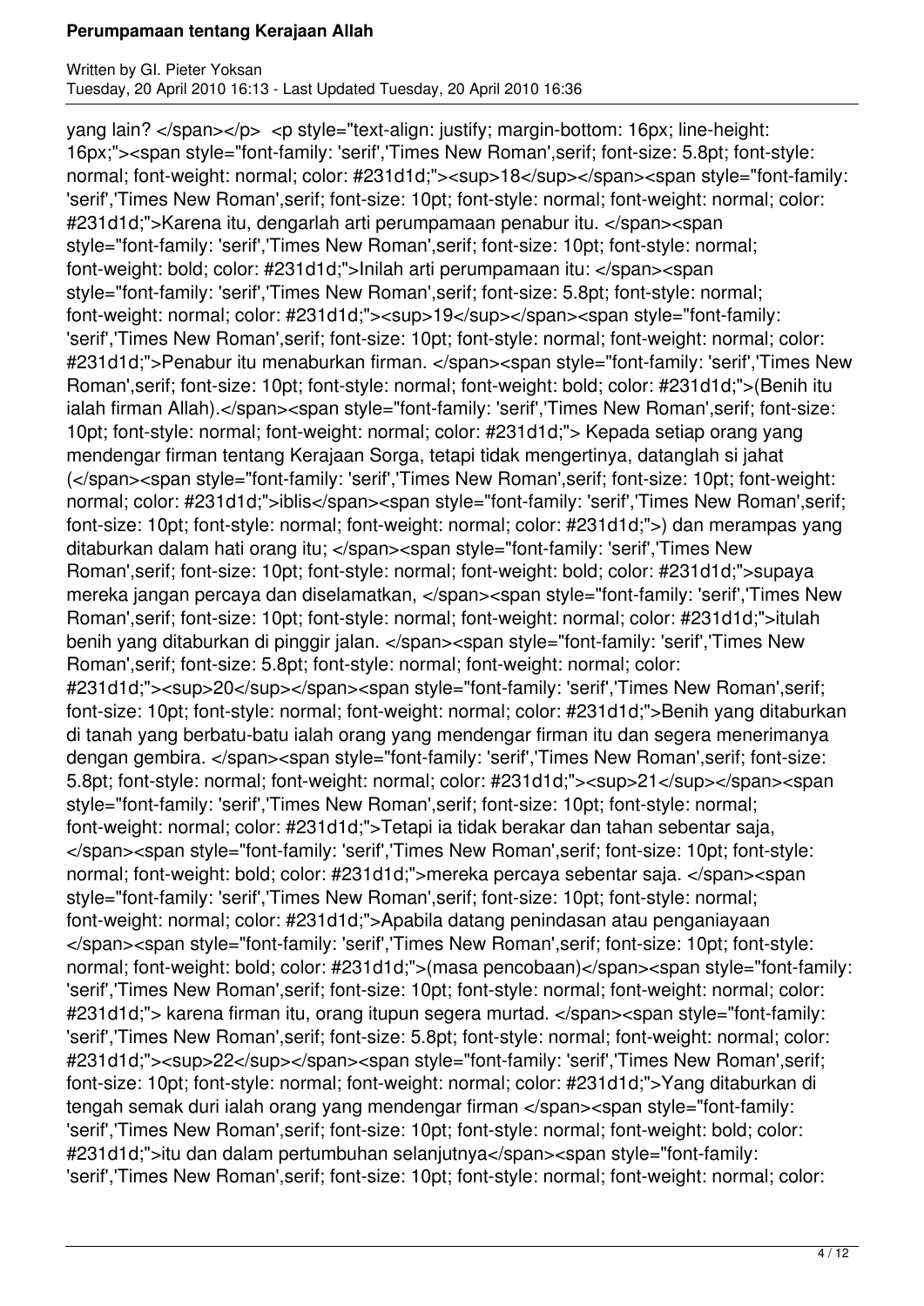yang lain? </span></p> <p style="text-align: justify; margin-bottom: 16px; line-height: 16px;"><span style="font-family: 'serif','Times New Roman',serif; font-size: 5.8pt; font-style: normal; font-weight: normal; color: #231d1d;"><sup>18</sup></span><span style="font-family: 'serif','Times New Roman',serif; font-size: 10pt; font-style: normal; font-weight: normal; color: #231d1d;">Karena itu, dengarlah arti perumpamaan penabur itu. </span><span style="font-family: 'serif','Times New Roman',serif; font-size: 10pt; font-style: normal; font-weight: bold; color: #231d1d;">Inilah arti perumpamaan itu: </span><span style="font-family: 'serif','Times New Roman',serif; font-size: 5.8pt; font-style: normal; font-weight: normal; color: #231d1d;"><sup>19</sup></span><span style="font-family: 'serif','Times New Roman',serif; font-size: 10pt; font-style: normal; font-weight: normal; color: #231d1d;">Penabur itu menaburkan firman. </span><span style="font-family: 'serif','Times New Roman',serif; font-size: 10pt; font-style: normal; font-weight: bold; color: #231d1d;">(Benih itu ialah firman Allah).</span><span style="font-family: 'serif','Times New Roman',serif; font-size: 10pt; font-style: normal; font-weight: normal; color: #231d1d;"> Kepada setiap orang yang mendengar firman tentang Kerajaan Sorga, tetapi tidak mengertinya, datanglah si jahat (</span><span style="font-family: 'serif','Times New Roman',serif; font-size: 10pt; font-weight: normal; color: #231d1d;">iblis</span><span style="font-family: 'serif','Times New Roman',serif; font-size: 10pt; font-style: normal; font-weight: normal; color: #231d1d;">) dan merampas yang ditaburkan dalam hati orang itu; </span><span style="font-family: 'serif','Times New Roman',serif; font-size: 10pt; font-style: normal; font-weight: bold; color: #231d1d;">supaya mereka jangan percaya dan diselamatkan, </span><span style="font-family: 'serif','Times New Roman',serif; font-size: 10pt; font-style: normal; font-weight: normal; color: #231d1d;">itulah benih yang ditaburkan di pinggir jalan. </span><span style="font-family: 'serif','Times New Roman',serif; font-size: 5.8pt; font-style: normal; font-weight: normal; color: #231d1d;"><sup>20</sup></span><span style="font-family: 'serif','Times New Roman',serif; font-size: 10pt; font-style: normal; font-weight: normal; color: #231d1d;">Benih yang ditaburkan di tanah yang berbatu-batu ialah orang yang mendengar firman itu dan segera menerimanya dengan gembira. </span><span style="font-family: 'serif','Times New Roman',serif; font-size: 5.8pt; font-style: normal; font-weight: normal; color: #231d1d;"><sup>21</sup></span><span style="font-family: 'serif','Times New Roman',serif; font-size: 10pt; font-style: normal; font-weight: normal; color: #231d1d;">Tetapi ia tidak berakar dan tahan sebentar saja, </span><span style="font-family: 'serif','Times New Roman',serif; font-size: 10pt; font-style: normal; font-weight: bold; color: #231d1d;">mereka percaya sebentar saja. </span><span style="font-family: 'serif','Times New Roman',serif; font-size: 10pt; font-style: normal; font-weight: normal; color: #231d1d;">Apabila datang penindasan atau penganiayaan </span><span style="font-family: 'serif','Times New Roman',serif; font-size: 10pt; font-style: normal; font-weight: bold; color: #231d1d;">(masa pencobaan)</span><span style="font-family: 'serif','Times New Roman',serif; font-size: 10pt; font-style: normal; font-weight: normal; color: #231d1d;"> karena firman itu, orang itupun segera murtad. </span><span style="font-family: 'serif','Times New Roman',serif; font-size: 5.8pt; font-style: normal; font-weight: normal; color: #231d1d;"><sup>22</sup></span><span style="font-family: 'serif','Times New Roman',serif; font-size: 10pt; font-style: normal; font-weight: normal; color: #231d1d;">Yang ditaburkan di tengah semak duri ialah orang yang mendengar firman </span><span style="font-family: 'serif','Times New Roman',serif; font-size: 10pt; font-style: normal; font-weight: bold; color: #231d1d;">itu dan dalam pertumbuhan selanjutnya</span><span style="font-family: 'serif','Times New Roman',serif; font-size: 10pt; font-style: normal; font-weight: normal; color: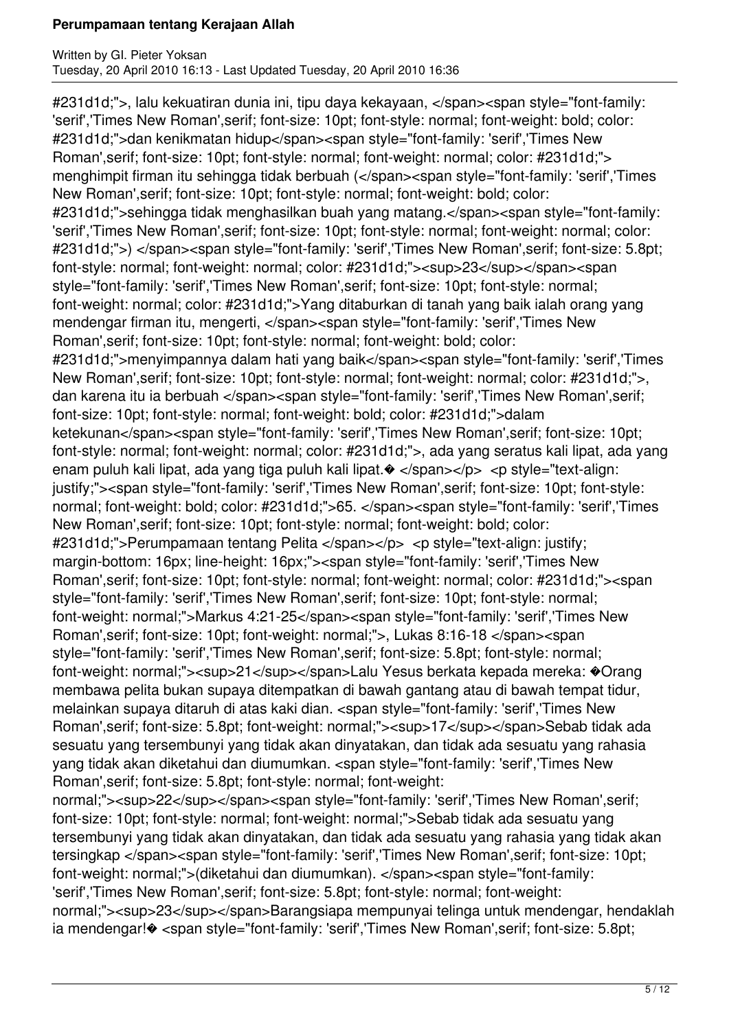#231d1d;">, lalu kekuatiran dunia ini, tipu daya kekayaan, </span><span style="font-family: 'serif','Times New Roman',serif; font-size: 10pt; font-style: normal; font-weight: bold; color: #231d1d;">dan kenikmatan hidup</span><span style="font-family: 'serif','Times New Roman',serif; font-size: 10pt; font-style: normal; font-weight: normal; color: #231d1d;"> menghimpit firman itu sehingga tidak berbuah (</span><span style="font-family: 'serif','Times New Roman',serif; font-size: 10pt; font-style: normal; font-weight: bold; color: #231d1d;">sehingga tidak menghasilkan buah yang matang.</span><span style="font-family: 'serif','Times New Roman',serif; font-size: 10pt; font-style: normal; font-weight: normal; color: #231d1d;">) </span><span style="font-family: 'serif','Times New Roman',serif; font-size: 5.8pt; font-style: normal; font-weight: normal; color: #231d1d;"><sup>23</sup></span><span style="font-family: 'serif','Times New Roman',serif; font-size: 10pt; font-style: normal; font-weight: normal; color: #231d1d;">Yang ditaburkan di tanah yang baik ialah orang yang mendengar firman itu, mengerti, </span><span style="font-family: 'serif','Times New Roman',serif; font-size: 10pt; font-style: normal; font-weight: bold; color: #231d1d;">menyimpannya dalam hati yang baik</span><span style="font-family: 'serif','Times New Roman',serif; font-size: 10pt; font-style: normal; font-weight: normal; color: #231d1d;">, dan karena itu ia berbuah </span><span style="font-family: 'serif','Times New Roman',serif; font-size: 10pt; font-style: normal; font-weight: bold; color: #231d1d;">dalam ketekunan</span><span style="font-family: 'serif','Times New Roman',serif; font-size: 10pt; font-style: normal; font-weight: normal; color: #231d1d;">, ada yang seratus kali lipat, ada yang enam puluh kali lipat, ada yang tiga puluh kali lipat.� </span></p> <p style="text-align: justify;"><span style="font-family: 'serif','Times New Roman',serif; font-size: 10pt; font-style: normal; font-weight: bold; color: #231d1d;">65. </span><span style="font-family: 'serif','Times New Roman',serif; font-size: 10pt; font-style: normal; font-weight: bold; color: #231d1d;">Perumpamaan tentang Pelita </span></p> <p style="text-align: justify; margin-bottom: 16px; line-height: 16px;"><span style="font-family: 'serif','Times New Roman',serif; font-size: 10pt; font-style: normal; font-weight: normal; color: #231d1d;"><span style="font-family: 'serif','Times New Roman',serif; font-size: 10pt; font-style: normal; font-weight: normal;">Markus 4:21-25</span><span style="font-family: 'serif','Times New Roman',serif; font-size: 10pt; font-weight: normal;">, Lukas 8:16-18 </span><span style="font-family: 'serif','Times New Roman',serif; font-size: 5.8pt; font-style: normal; font-weight: normal;"><sup>21</sup></span>Lalu Yesus berkata kepada mereka: �Orang membawa pelita bukan supaya ditempatkan di bawah gantang atau di bawah tempat tidur, melainkan supaya ditaruh di atas kaki dian. <span style="font-family: 'serif','Times New Roman',serif; font-size: 5.8pt; font-weight: normal;"><sup>17</sup></span>Sebab tidak ada sesuatu yang tersembunyi yang tidak akan dinyatakan, dan tidak ada sesuatu yang rahasia yang tidak akan diketahui dan diumumkan. <span style="font-family: 'serif','Times New Roman',serif; font-size: 5.8pt; font-style: normal; font-weight: normal;"><sup>22</sup></span><span style="font-family: 'serif','Times New Roman',serif; font-size: 10pt; font-style: normal; font-weight: normal;">Sebab tidak ada sesuatu yang tersembunyi yang tidak akan dinyatakan, dan tidak ada sesuatu yang rahasia yang tidak akan tersingkap </span><span style="font-family: 'serif','Times New Roman',serif; font-size: 10pt; font-weight: normal;">(diketahui dan diumumkan). </span><span style="font-family: 'serif','Times New Roman',serif; font-size: 5.8pt; font-style: normal; font-weight: normal;"><sup>23</sup></span>Barangsiapa mempunyai telinga untuk mendengar, hendaklah ia mendengar!� <span style="font-family: 'serif','Times New Roman',serif; font-size: 5.8pt;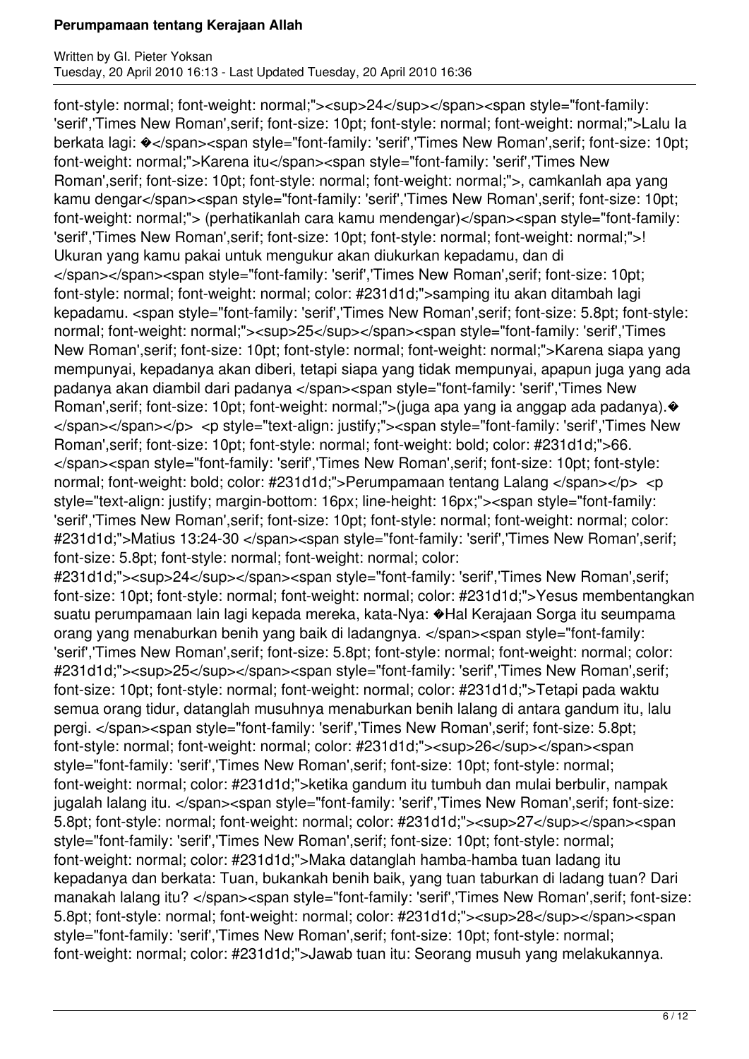font-style: normal; font-weight: normal;"><sup>24</sup></span><span style="font-family: 'serif','Times New Roman',serif; font-size: 10pt; font-style: normal; font-weight: normal;">Lalu Ia berkata lagi: �</span><span style="font-family: 'serif','Times New Roman',serif; font-size: 10pt; font-weight: normal;">Karena itu</span><span style="font-family: 'serif','Times New Roman',serif; font-size: 10pt; font-style: normal; font-weight: normal;">, camkanlah apa yang kamu dengar</span><span style="font-family: 'serif','Times New Roman',serif; font-size: 10pt; font-weight: normal;"> (perhatikanlah cara kamu mendengar)</span><span style="font-family: 'serif','Times New Roman',serif; font-size: 10pt; font-style: normal; font-weight: normal;">! Ukuran yang kamu pakai untuk mengukur akan diukurkan kepadamu, dan di </span></span><span style="font-family: 'serif','Times New Roman',serif; font-size: 10pt; font-style: normal; font-weight: normal; color: #231d1d;">samping itu akan ditambah lagi kepadamu. <span style="font-family: 'serif','Times New Roman',serif; font-size: 5.8pt; font-style: normal; font-weight: normal;"><sup>25</sup></span><span style="font-family: 'serif','Times New Roman',serif; font-size: 10pt; font-style: normal; font-weight: normal;">Karena siapa yang mempunyai, kepadanya akan diberi, tetapi siapa yang tidak mempunyai, apapun juga yang ada padanya akan diambil dari padanya </span><span style="font-family: 'serif','Times New Roman',serif; font-size: 10pt; font-weight: normal;">(juga apa yang ia anggap ada padanya).� </span></span></p> <p style="text-align: justify;"><span style="font-family: 'serif','Times New Roman',serif; font-size: 10pt; font-style: normal; font-weight: bold; color: #231d1d;">66. </span><span style="font-family: 'serif','Times New Roman',serif; font-size: 10pt; font-style: normal; font-weight: bold; color: #231d1d;">Perumpamaan tentang Lalang </span></p> <p style="text-align: justify; margin-bottom: 16px; line-height: 16px;"><span style="font-family: 'serif','Times New Roman',serif; font-size: 10pt; font-style: normal; font-weight: normal; color: #231d1d;">Matius 13:24-30 </span><span style="font-family: 'serif','Times New Roman',serif; font-size: 5.8pt; font-style: normal; font-weight: normal; color: #231d1d;"><sup>24</sup></span><span style="font-family: 'serif','Times New Roman',serif; font-size: 10pt; font-style: normal; font-weight: normal; color: #231d1d;">Yesus membentangkan suatu perumpamaan lain lagi kepada mereka, kata-Nya: �Hal Kerajaan Sorga itu seumpama orang yang menaburkan benih yang baik di ladangnya. </span><span style="font-family: 'serif','Times New Roman',serif; font-size: 5.8pt; font-style: normal; font-weight: normal; color: #231d1d;"><sup>25</sup></span><span style="font-family: 'serif','Times New Roman',serif; font-size: 10pt; font-style: normal; font-weight: normal; color: #231d1d;">Tetapi pada waktu semua orang tidur, datanglah musuhnya menaburkan benih lalang di antara gandum itu, lalu pergi. </span><span style="font-family: 'serif','Times New Roman',serif; font-size: 5.8pt; font-style: normal; font-weight: normal; color: #231d1d;"><sup>26</sup></span><span style="font-family: 'serif','Times New Roman',serif; font-size: 10pt; font-style: normal; font-weight: normal; color: #231d1d;">ketika gandum itu tumbuh dan mulai berbulir, nampak jugalah lalang itu. </span><span style="font-family: 'serif','Times New Roman',serif; font-size: 5.8pt; font-style: normal; font-weight: normal; color: #231d1d;"><sup>27</sup></span><span style="font-family: 'serif','Times New Roman',serif; font-size: 10pt; font-style: normal; font-weight: normal; color: #231d1d;">Maka datanglah hamba-hamba tuan ladang itu kepadanya dan berkata: Tuan, bukankah benih baik, yang tuan taburkan di ladang tuan? Dari manakah lalang itu? </span><span style="font-family: 'serif','Times New Roman',serif; font-size: 5.8pt; font-style: normal; font-weight: normal; color: #231d1d;"><sup>28</sup></span><span style="font-family: 'serif','Times New Roman',serif; font-size: 10pt; font-style: normal; font-weight: normal; color: #231d1d;">Jawab tuan itu: Seorang musuh yang melakukannya.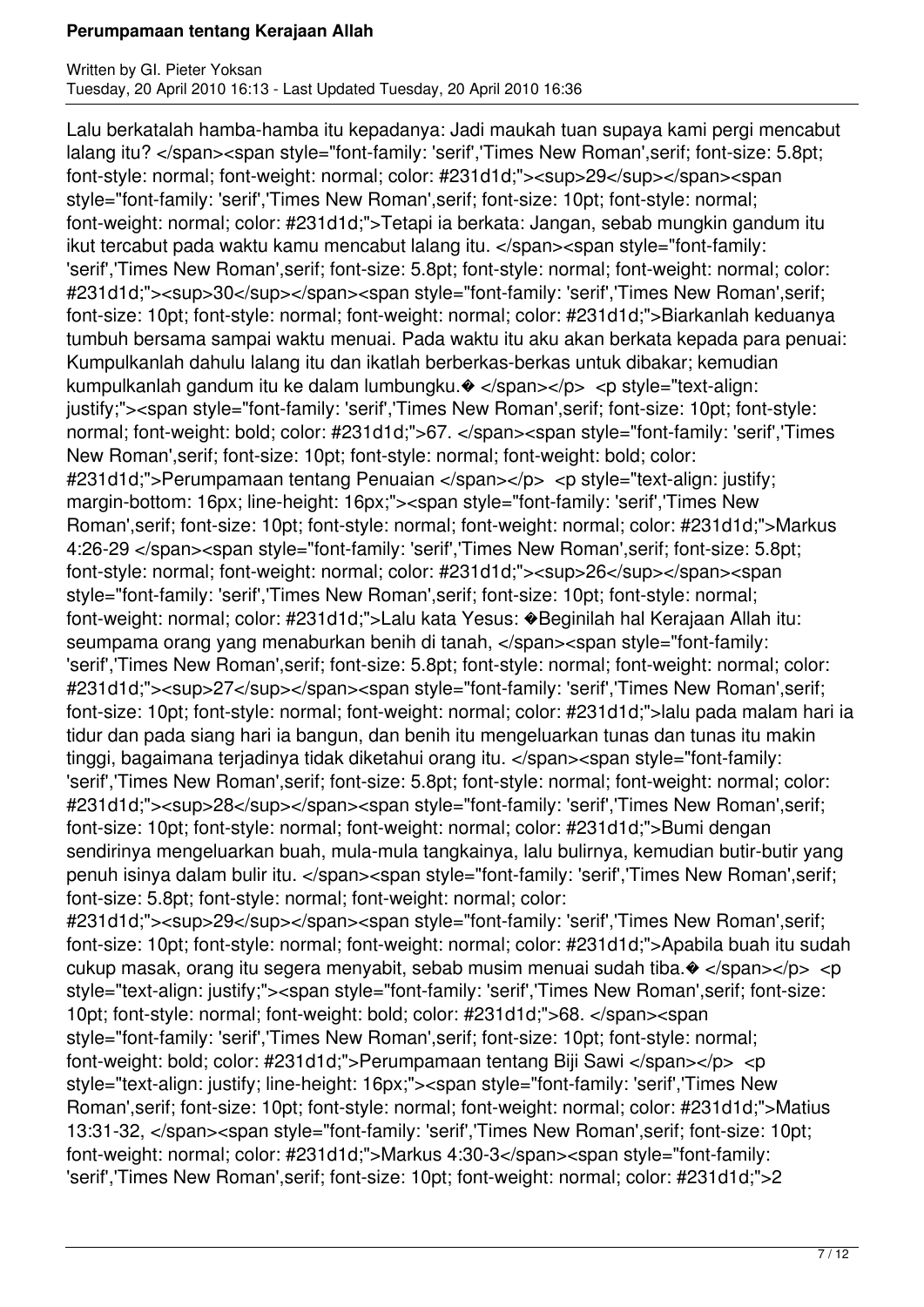Lalu berkatalah hamba-hamba itu kepadanya: Jadi maukah tuan supaya kami pergi mencabut lalang itu? </span><span style="font-family: 'serif','Times New Roman',serif; font-size: 5.8pt; font-style: normal; font-weight: normal; color: #231d1d;"><sup>29</sup></span><span style="font-family: 'serif','Times New Roman',serif; font-size: 10pt; font-style: normal; font-weight: normal; color: #231d1d;">Tetapi ia berkata: Jangan, sebab mungkin gandum itu ikut tercabut pada waktu kamu mencabut lalang itu. </span><span style="font-family: 'serif','Times New Roman',serif; font-size: 5.8pt; font-style: normal; font-weight: normal; color: #231d1d;"><sup>30</sup></span><span style="font-family: 'serif','Times New Roman',serif; font-size: 10pt; font-style: normal; font-weight: normal; color: #231d1d;">Biarkanlah keduanya tumbuh bersama sampai waktu menuai. Pada waktu itu aku akan berkata kepada para penuai: Kumpulkanlah dahulu lalang itu dan ikatlah berberkas-berkas untuk dibakar; kemudian kumpulkanlah gandum itu ke dalam lumbungku.� </span></p> <p style="text-align: justify;"><span style="font-family: 'serif','Times New Roman',serif; font-size: 10pt; font-style: normal; font-weight: bold; color: #231d1d;">67. </span><span style="font-family: 'serif','Times New Roman',serif; font-size: 10pt; font-style: normal; font-weight: bold; color: #231d1d;">Perumpamaan tentang Penuaian </span></p> <p style="text-align: justify; margin-bottom: 16px; line-height: 16px;"><span style="font-family: 'serif','Times New Roman',serif; font-size: 10pt; font-style: normal; font-weight: normal; color: #231d1d;">Markus 4:26-29 </span><span style="font-family: 'serif','Times New Roman',serif; font-size: 5.8pt; font-style: normal; font-weight: normal; color: #231d1d;"><sup>26</sup></span><span style="font-family: 'serif','Times New Roman',serif; font-size: 10pt; font-style: normal; font-weight: normal; color: #231d1d;">Lalu kata Yesus: �Beginilah hal Kerajaan Allah itu: seumpama orang yang menaburkan benih di tanah, </span><span style="font-family: 'serif','Times New Roman',serif; font-size: 5.8pt; font-style: normal; font-weight: normal; color: #231d1d;"><sup>27</sup></span><span style="font-family: 'serif','Times New Roman',serif; font-size: 10pt; font-style: normal; font-weight: normal; color: #231d1d;">lalu pada malam hari ia tidur dan pada siang hari ia bangun, dan benih itu mengeluarkan tunas dan tunas itu makin tinggi, bagaimana terjadinya tidak diketahui orang itu. </span><span style="font-family: 'serif','Times New Roman',serif; font-size: 5.8pt; font-style: normal; font-weight: normal; color: #231d1d;"><sup>28</sup></span><span style="font-family: 'serif','Times New Roman',serif; font-size: 10pt; font-style: normal; font-weight: normal; color: #231d1d;">Bumi dengan sendirinya mengeluarkan buah, mula-mula tangkainya, lalu bulirnya, kemudian butir-butir yang penuh isinya dalam bulir itu. </span><span style="font-family: 'serif','Times New Roman',serif; font-size: 5.8pt; font-style: normal; font-weight: normal; color: #231d1d;"><sup>29</sup></span><span style="font-family: 'serif','Times New Roman',serif; font-size: 10pt; font-style: normal; font-weight: normal; color: #231d1d;">Apabila buah itu sudah cukup masak, orang itu segera menyabit, sebab musim menuai sudah tiba.� </span></p> <p style="text-align: justify;"><span style="font-family: 'serif','Times New Roman',serif; font-size: 10pt; font-style: normal; font-weight: bold; color: #231d1d;">68. </span><span style="font-family: 'serif','Times New Roman',serif; font-size: 10pt; font-style: normal; font-weight: bold; color: #231d1d;">Perumpamaan tentang Biji Sawi </span></p> <p style="text-align: justify; line-height: 16px;"><span style="font-family: 'serif','Times New Roman',serif; font-size: 10pt; font-style: normal; font-weight: normal; color: #231d1d;">Matius 13:31-32, </span><span style="font-family: 'serif','Times New Roman',serif; font-size: 10pt; font-weight: normal; color: #231d1d;">Markus 4:30-3</span><span style="font-family: 'serif','Times New Roman',serif; font-size: 10pt; font-weight: normal; color: #231d1d;">2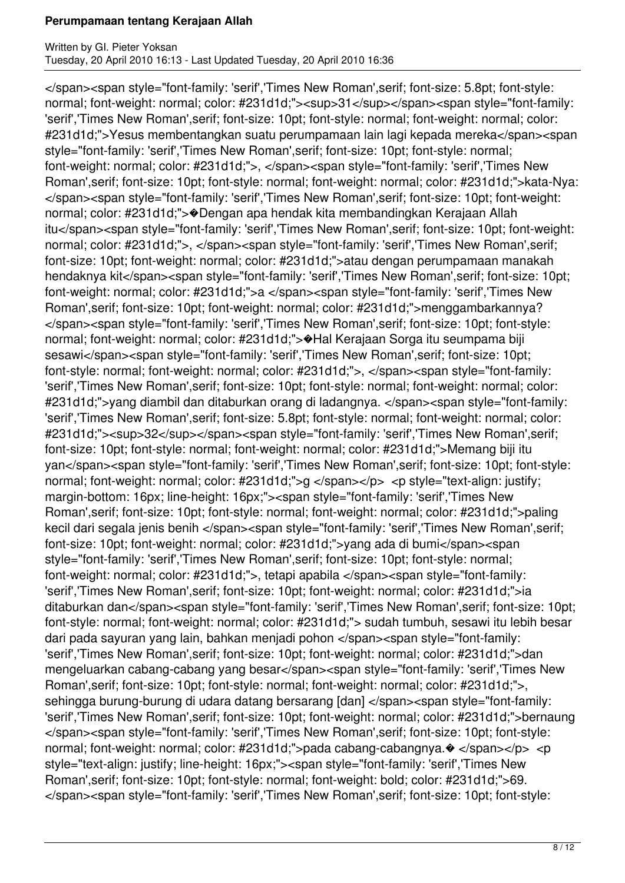</span><span style="font-family: 'serif','Times New Roman',serif; font-size: 5.8pt; font-style: normal; font-weight: normal; color: #231d1d;"><sup>31</sup></span><span style="font-family: 'serif','Times New Roman',serif; font-size: 10pt; font-style: normal; font-weight: normal; color: #231d1d;">Yesus membentangkan suatu perumpamaan lain lagi kepada mereka</span><span style="font-family: 'serif','Times New Roman',serif; font-size: 10pt; font-style: normal; font-weight: normal; color: #231d1d;">, </span><span style="font-family: 'serif','Times New Roman',serif; font-size: 10pt; font-style: normal; font-weight: normal; color: #231d1d;">kata-Nya: </span><span style="font-family: 'serif','Times New Roman',serif; font-size: 10pt; font-weight: normal; color: #231d1d;">�Dengan apa hendak kita membandingkan Kerajaan Allah itu</span><span style="font-family: 'serif','Times New Roman',serif; font-size: 10pt; font-weight: normal; color: #231d1d;">, </span><span style="font-family: 'serif','Times New Roman',serif; font-size: 10pt; font-weight: normal; color: #231d1d;">atau dengan perumpamaan manakah hendaknya kit</span><span style="font-family: 'serif','Times New Roman',serif; font-size: 10pt; font-weight: normal; color: #231d1d;">a </span><span style="font-family: 'serif','Times New Roman',serif; font-size: 10pt; font-weight: normal; color: #231d1d;">menggambarkannya? </span><span style="font-family: 'serif','Times New Roman',serif; font-size: 10pt; font-style: normal; font-weight: normal; color: #231d1d;">�Hal Kerajaan Sorga itu seumpama biji sesawi</span><span style="font-family: 'serif','Times New Roman',serif; font-size: 10pt; font-style: normal; font-weight: normal; color: #231d1d;">, </span><span style="font-family: 'serif','Times New Roman',serif; font-size: 10pt; font-style: normal; font-weight: normal; color: #231d1d;">yang diambil dan ditaburkan orang di ladangnya. </span><span style="font-family: 'serif','Times New Roman',serif; font-size: 5.8pt; font-style: normal; font-weight: normal; color: #231d1d;"><sup>32</sup></span><span style="font-family: 'serif','Times New Roman',serif; font-size: 10pt; font-style: normal; font-weight: normal; color: #231d1d;">Memang biji itu yan</span><span style="font-family: 'serif','Times New Roman',serif; font-size: 10pt; font-style: normal; font-weight: normal; color: #231d1d;">g </span></p> <p style="text-align: justify; margin-bottom: 16px; line-height: 16px;"><span style="font-family: 'serif','Times New Roman',serif; font-size: 10pt; font-style: normal; font-weight: normal; color: #231d1d;">paling kecil dari segala jenis benih </span><span style="font-family: 'serif','Times New Roman',serif; font-size: 10pt; font-weight: normal; color: #231d1d;">yang ada di bumi</span><span style="font-family: 'serif','Times New Roman',serif; font-size: 10pt; font-style: normal; font-weight: normal; color: #231d1d;">, tetapi apabila </span><span style="font-family: 'serif','Times New Roman',serif; font-size: 10pt; font-weight: normal; color: #231d1d;">ia ditaburkan dan</span><span style="font-family: 'serif','Times New Roman',serif; font-size: 10pt; font-style: normal; font-weight: normal; color: #231d1d;"> sudah tumbuh, sesawi itu lebih besar dari pada sayuran yang lain, bahkan menjadi pohon </span><span style="font-family: 'serif','Times New Roman',serif; font-size: 10pt; font-weight: normal; color: #231d1d;">dan mengeluarkan cabang-cabang yang besar</span><span style="font-family: 'serif','Times New Roman',serif; font-size: 10pt; font-style: normal; font-weight: normal; color: #231d1d;">, sehingga burung-burung di udara datang bersarang [dan] </span><span style="font-family: 'serif','Times New Roman',serif; font-size: 10pt; font-weight: normal; color: #231d1d;">bernaung </span><span style="font-family: 'serif','Times New Roman',serif; font-size: 10pt; font-style: normal; font-weight: normal; color: #231d1d;">pada cabang-cabangnya.� </span></p> <p style="text-align: justify; line-height: 16px;"><span style="font-family: 'serif','Times New Roman',serif; font-size: 10pt; font-style: normal; font-weight: bold; color: #231d1d;">69. </span><span style="font-family: 'serif','Times New Roman',serif; font-size: 10pt; font-style: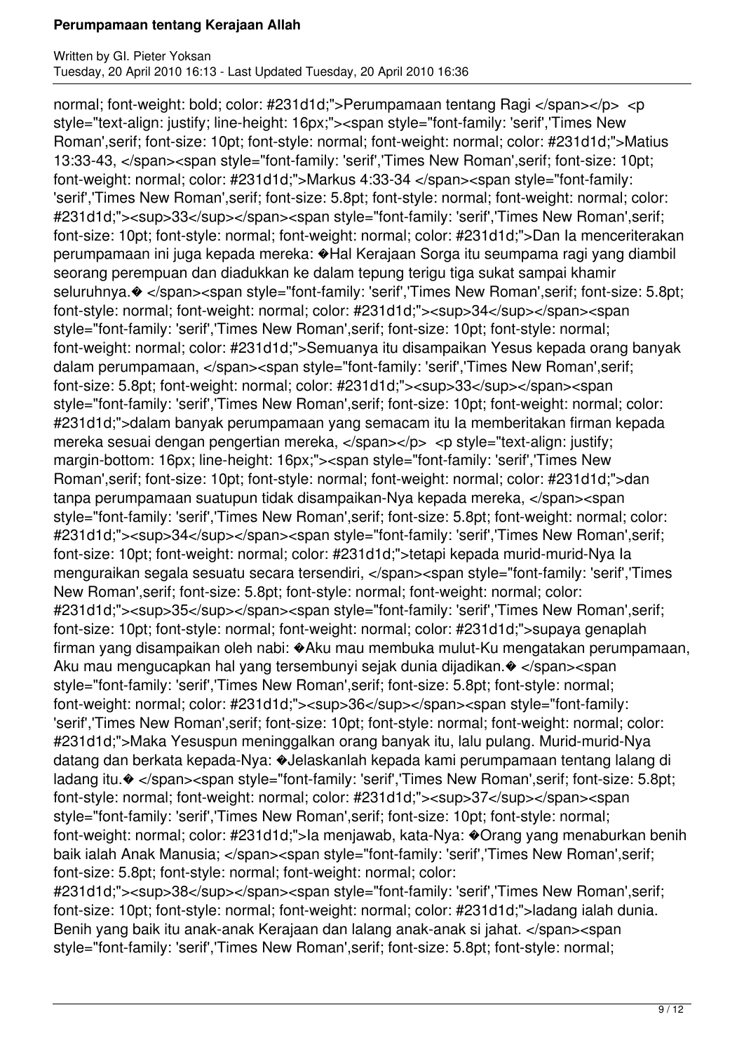normal; font-weight: bold; color: #231d1d;">Perumpamaan tentang Ragi </span></p> <p style="text-align: justify; line-height: 16px;"><span style="font-family: 'serif','Times New Roman',serif; font-size: 10pt; font-style: normal; font-weight: normal; color: #231d1d;">Matius 13:33-43, </span><span style="font-family: 'serif','Times New Roman',serif; font-size: 10pt; font-weight: normal; color: #231d1d;">Markus 4:33-34 </span><span style="font-family: 'serif','Times New Roman',serif; font-size: 5.8pt; font-style: normal; font-weight: normal; color: #231d1d;"><sup>33</sup></span><span style="font-family: 'serif','Times New Roman',serif; font-size: 10pt; font-style: normal; font-weight: normal; color: #231d1d;">Dan Ia menceriterakan perumpamaan ini juga kepada mereka: �Hal Kerajaan Sorga itu seumpama ragi yang diambil seorang perempuan dan diadukkan ke dalam tepung terigu tiga sukat sampai khamir seluruhnya.� </span><span style="font-family: 'serif','Times New Roman',serif; font-size: 5.8pt; font-style: normal; font-weight: normal; color: #231d1d;"><sup>34</sup></span><span style="font-family: 'serif','Times New Roman',serif; font-size: 10pt; font-style: normal; font-weight: normal; color: #231d1d;">Semuanya itu disampaikan Yesus kepada orang banyak dalam perumpamaan, </span><span style="font-family: 'serif','Times New Roman',serif; font-size: 5.8pt; font-weight: normal; color: #231d1d;"><sup>33</sup></span><span style="font-family: 'serif','Times New Roman',serif; font-size: 10pt; font-weight: normal; color: #231d1d;">dalam banyak perumpamaan yang semacam itu Ia memberitakan firman kepada mereka sesuai dengan pengertian mereka, </span></p> <p style="text-align: justify; margin-bottom: 16px; line-height: 16px;"><span style="font-family: 'serif','Times New Roman',serif; font-size: 10pt; font-style: normal; font-weight: normal; color: #231d1d;">dan tanpa perumpamaan suatupun tidak disampaikan-Nya kepada mereka, </span><span style="font-family: 'serif','Times New Roman',serif; font-size: 5.8pt; font-weight: normal; color: #231d1d;"><sup>34</sup></span><span style="font-family: 'serif','Times New Roman',serif; font-size: 10pt; font-weight: normal; color: #231d1d;">tetapi kepada murid-murid-Nya Ia menguraikan segala sesuatu secara tersendiri, </span><span style="font-family: 'serif','Times New Roman',serif; font-size: 5.8pt; font-style: normal; font-weight: normal; color: #231d1d;"><sup>35</sup></span><span style="font-family: 'serif','Times New Roman',serif; font-size: 10pt; font-style: normal; font-weight: normal; color: #231d1d;">supaya genaplah firman yang disampaikan oleh nabi: �Aku mau membuka mulut-Ku mengatakan perumpamaan, Aku mau mengucapkan hal yang tersembunyi sejak dunia dijadikan.� </span><span style="font-family: 'serif','Times New Roman',serif; font-size: 5.8pt; font-style: normal; font-weight: normal; color: #231d1d;"><sup>36</sup></span><span style="font-family: 'serif','Times New Roman',serif; font-size: 10pt; font-style: normal; font-weight: normal; color: #231d1d;">Maka Yesuspun meninggalkan orang banyak itu, lalu pulang. Murid-murid-Nya datang dan berkata kepada-Nya: �Jelaskanlah kepada kami perumpamaan tentang lalang di ladang itu.� </span><span style="font-family: 'serif','Times New Roman',serif; font-size: 5.8pt; font-style: normal; font-weight: normal; color: #231d1d;"><sup>37</sup></span><span style="font-family: 'serif','Times New Roman',serif; font-size: 10pt; font-style: normal; font-weight: normal; color: #231d1d;">Ia menjawab, kata-Nya: �Orang yang menaburkan benih baik ialah Anak Manusia; </span><span style="font-family: 'serif','Times New Roman',serif; font-size: 5.8pt; font-style: normal; font-weight: normal; color: #231d1d;"><sup>38</sup></span><span style="font-family: 'serif','Times New Roman',serif; font-size: 10pt; font-style: normal; font-weight: normal; color: #231d1d;">ladang ialah dunia. Benih yang baik itu anak-anak Kerajaan dan lalang anak-anak si jahat. </span><span style="font-family: 'serif','Times New Roman',serif; font-size: 5.8pt; font-style: normal;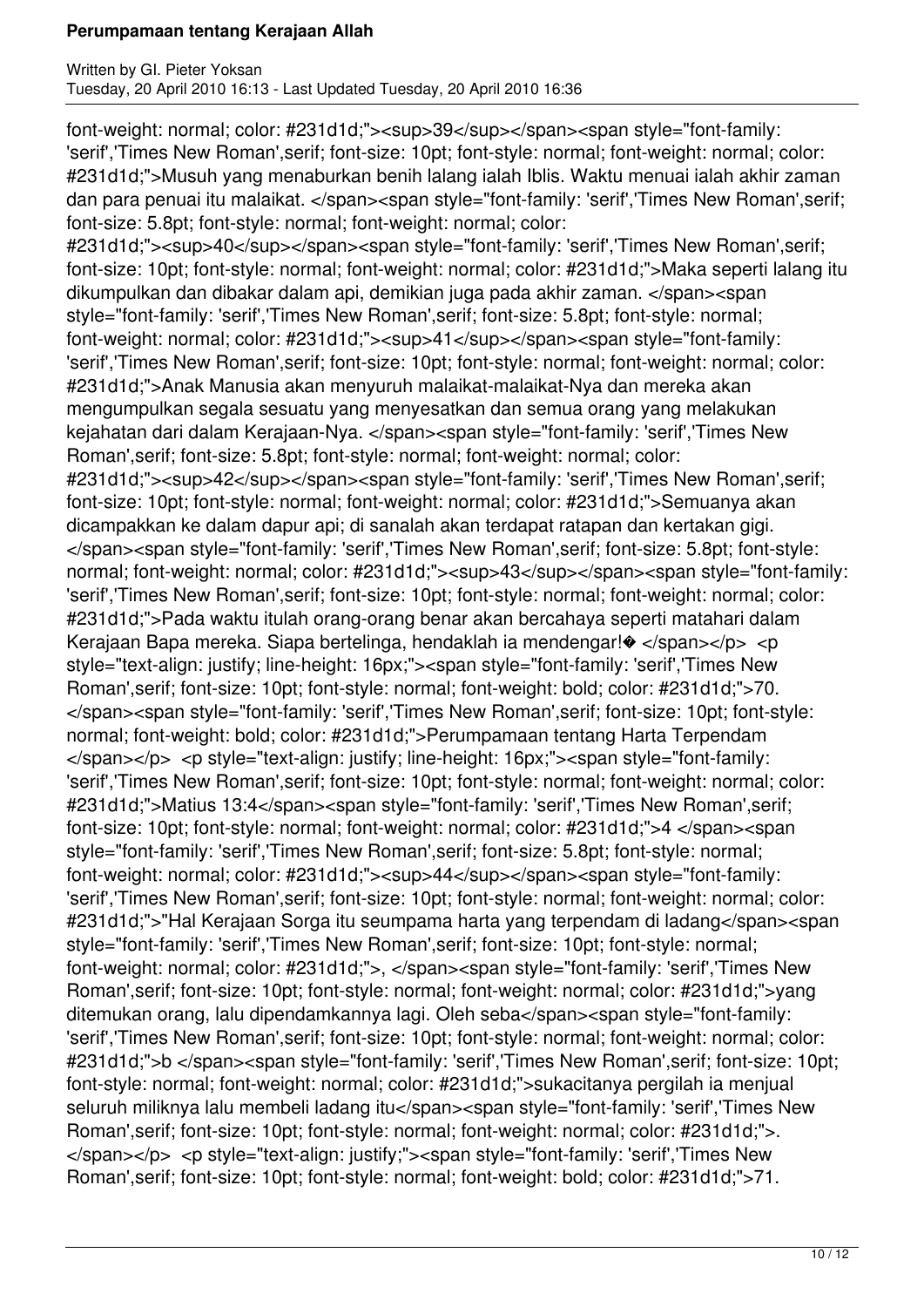font-weight: normal; color: #231d1d;"><sup>39</sup></span><span style="font-family: 'serif','Times New Roman',serif; font-size: 10pt; font-style: normal; font-weight: normal; color: #231d1d;">Musuh yang menaburkan benih lalang ialah Iblis. Waktu menuai ialah akhir zaman dan para penuai itu malaikat. </span><span style="font-family: 'serif','Times New Roman',serif; font-size: 5.8pt; font-style: normal; font-weight: normal; color: #231d1d;"><sup>40</sup></span><span style="font-family: 'serif','Times New Roman',serif; font-size: 10pt; font-style: normal; font-weight: normal; color: #231d1d;">Maka seperti lalang itu dikumpulkan dan dibakar dalam api, demikian juga pada akhir zaman. </span><span style="font-family: 'serif','Times New Roman',serif; font-size: 5.8pt; font-style: normal; font-weight: normal; color: #231d1d;"><sup>41</sup></span><span style="font-family: 'serif','Times New Roman',serif; font-size: 10pt; font-style: normal; font-weight: normal; color: #231d1d;">Anak Manusia akan menyuruh malaikat-malaikat-Nya dan mereka akan mengumpulkan segala sesuatu yang menyesatkan dan semua orang yang melakukan kejahatan dari dalam Kerajaan-Nya. </span><span style="font-family: 'serif','Times New Roman',serif; font-size: 5.8pt; font-style: normal; font-weight: normal; color: #231d1d;"><sup>42</sup></span><span style="font-family: 'serif','Times New Roman',serif; font-size: 10pt; font-style: normal; font-weight: normal; color: #231d1d;">Semuanya akan dicampakkan ke dalam dapur api; di sanalah akan terdapat ratapan dan kertakan gigi. </span><span style="font-family: 'serif','Times New Roman',serif; font-size: 5.8pt; font-style: normal; font-weight: normal; color: #231d1d;"><sup>43</sup></span><span style="font-family: 'serif','Times New Roman',serif; font-size: 10pt; font-style: normal; font-weight: normal; color: #231d1d;">Pada waktu itulah orang-orang benar akan bercahaya seperti matahari dalam Kerajaan Bapa mereka. Siapa bertelinga, hendaklah ia mendengar!� </span></p> <p style="text-align: justify; line-height: 16px;"><span style="font-family: 'serif','Times New Roman',serif; font-size: 10pt; font-style: normal; font-weight: bold; color: #231d1d;">70. </span><span style="font-family: 'serif','Times New Roman',serif; font-size: 10pt; font-style: normal; font-weight: bold; color: #231d1d;">Perumpamaan tentang Harta Terpendam </span></p> <p style="text-align: justify; line-height: 16px;"><span style="font-family: 'serif','Times New Roman',serif; font-size: 10pt; font-style: normal; font-weight: normal; color: #231d1d;">Matius 13:4</span><span style="font-family: 'serif','Times New Roman',serif; font-size: 10pt; font-style: normal; font-weight: normal; color: #231d1d;">4 </span><span style="font-family: 'serif','Times New Roman',serif; font-size: 5.8pt; font-style: normal; font-weight: normal; color: #231d1d;"><sup>44</sup></span><span style="font-family: 'serif','Times New Roman',serif; font-size: 10pt; font-style: normal; font-weight: normal; color: #231d1d;">"Hal Kerajaan Sorga itu seumpama harta yang terpendam di ladang</span><span style="font-family: 'serif','Times New Roman',serif; font-size: 10pt; font-style: normal; font-weight: normal; color: #231d1d;">, </span><span style="font-family: 'serif','Times New Roman',serif; font-size: 10pt; font-style: normal; font-weight: normal; color: #231d1d;">yang ditemukan orang, lalu dipendamkannya lagi. Oleh seba</span><span style="font-family: 'serif','Times New Roman',serif; font-size: 10pt; font-style: normal; font-weight: normal; color: #231d1d;">b </span><span style="font-family: 'serif','Times New Roman',serif; font-size: 10pt; font-style: normal; font-weight: normal; color: #231d1d;">sukacitanya pergilah ia menjual seluruh miliknya lalu membeli ladang itu</span><span style="font-family: 'serif','Times New Roman',serif; font-size: 10pt; font-style: normal; font-weight: normal; color: #231d1d;">. </span></p> <p style="text-align: justify;"><span style="font-family: 'serif','Times New Roman',serif; font-size: 10pt; font-style: normal; font-weight: bold; color: #231d1d;">71.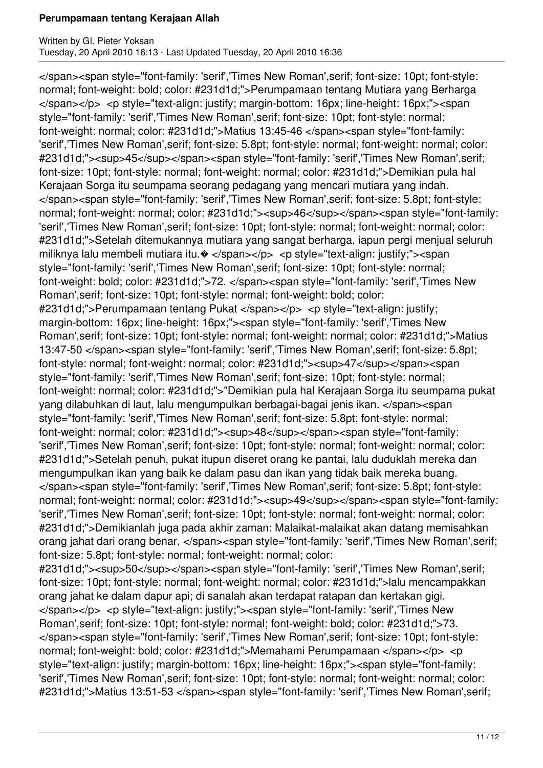</span><span style="font-family: 'serif','Times New Roman',serif; font-size: 10pt; font-style: normal; font-weight: bold; color: #231d1d;">Perumpamaan tentang Mutiara yang Berharga </span></p> <p style="text-align: justify; margin-bottom: 16px; line-height: 16px;"><span style="font-family: 'serif','Times New Roman',serif; font-size: 10pt; font-style: normal; font-weight: normal; color: #231d1d;">Matius 13:45-46 </span><span style="font-family: 'serif','Times New Roman',serif; font-size: 5.8pt; font-style: normal; font-weight: normal; color: #231d1d;"><sup>45</sup></span><span style="font-family: 'serif','Times New Roman',serif; font-size: 10pt; font-style: normal; font-weight: normal; color: #231d1d;">Demikian pula hal Kerajaan Sorga itu seumpama seorang pedagang yang mencari mutiara yang indah. </span><span style="font-family: 'serif','Times New Roman',serif; font-size: 5.8pt; font-style: normal; font-weight: normal; color: #231d1d;"><sup>46</sup></span><span style="font-family: 'serif','Times New Roman',serif; font-size: 10pt; font-style: normal; font-weight: normal; color: #231d1d;">Setelah ditemukannya mutiara yang sangat berharga, iapun pergi menjual seluruh miliknya lalu membeli mutiara itu.� </span></p> <p style="text-align: justify;"><span style="font-family: 'serif','Times New Roman',serif; font-size: 10pt; font-style: normal; font-weight: bold; color: #231d1d;">72. </span><span style="font-family: 'serif','Times New Roman',serif; font-size: 10pt; font-style: normal; font-weight: bold; color: #231d1d;">Perumpamaan tentang Pukat </span></p> <p style="text-align: justify; margin-bottom: 16px; line-height: 16px;"><span style="font-family: 'serif','Times New Roman',serif; font-size: 10pt; font-style: normal; font-weight: normal; color: #231d1d;">Matius 13:47-50 </span><span style="font-family: 'serif','Times New Roman',serif; font-size: 5.8pt; font-style: normal; font-weight: normal; color: #231d1d;"><sup>47</sup></span><span style="font-family: 'serif','Times New Roman',serif; font-size: 10pt; font-style: normal; font-weight: normal; color: #231d1d;">"Demikian pula hal Kerajaan Sorga itu seumpama pukat yang dilabuhkan di laut, lalu mengumpulkan berbagai-bagai jenis ikan. </span><span style="font-family: 'serif','Times New Roman',serif; font-size: 5.8pt; font-style: normal; font-weight: normal; color: #231d1d;"><sup>48</sup></span><span style="font-family: 'serif','Times New Roman',serif; font-size: 10pt; font-style: normal; font-weight: normal; color: #231d1d;">Setelah penuh, pukat itupun diseret orang ke pantai, lalu duduklah mereka dan mengumpulkan ikan yang baik ke dalam pasu dan ikan yang tidak baik mereka buang. </span><span style="font-family: 'serif','Times New Roman',serif; font-size: 5.8pt; font-style: normal; font-weight: normal; color: #231d1d;"><sup>49</sup></span><span style="font-family: 'serif','Times New Roman',serif; font-size: 10pt; font-style: normal; font-weight: normal; color: #231d1d;">Demikianlah juga pada akhir zaman: Malaikat-malaikat akan datang memisahkan orang jahat dari orang benar, </span><span style="font-family: 'serif','Times New Roman',serif; font-size: 5.8pt; font-style: normal; font-weight: normal; color: #231d1d;"><sup>50</sup></span><span style="font-family: 'serif','Times New Roman',serif; font-size: 10pt; font-style: normal; font-weight: normal; color: #231d1d;">lalu mencampakkan orang jahat ke dalam dapur api; di sanalah akan terdapat ratapan dan kertakan gigi. </span></p> <p style="text-align: justify;"><span style="font-family: 'serif','Times New Roman',serif; font-size: 10pt; font-style: normal; font-weight: bold; color: #231d1d;">73. </span><span style="font-family: 'serif','Times New Roman',serif; font-size: 10pt; font-style: normal; font-weight: bold; color: #231d1d;">Memahami Perumpamaan </span></p> <p style="text-align: justify; margin-bottom: 16px; line-height: 16px;"><span style="font-family: 'serif','Times New Roman',serif; font-size: 10pt; font-style: normal; font-weight: normal; color: #231d1d;">Matius 13:51-53 </span><span style="font-family: 'serif','Times New Roman',serif;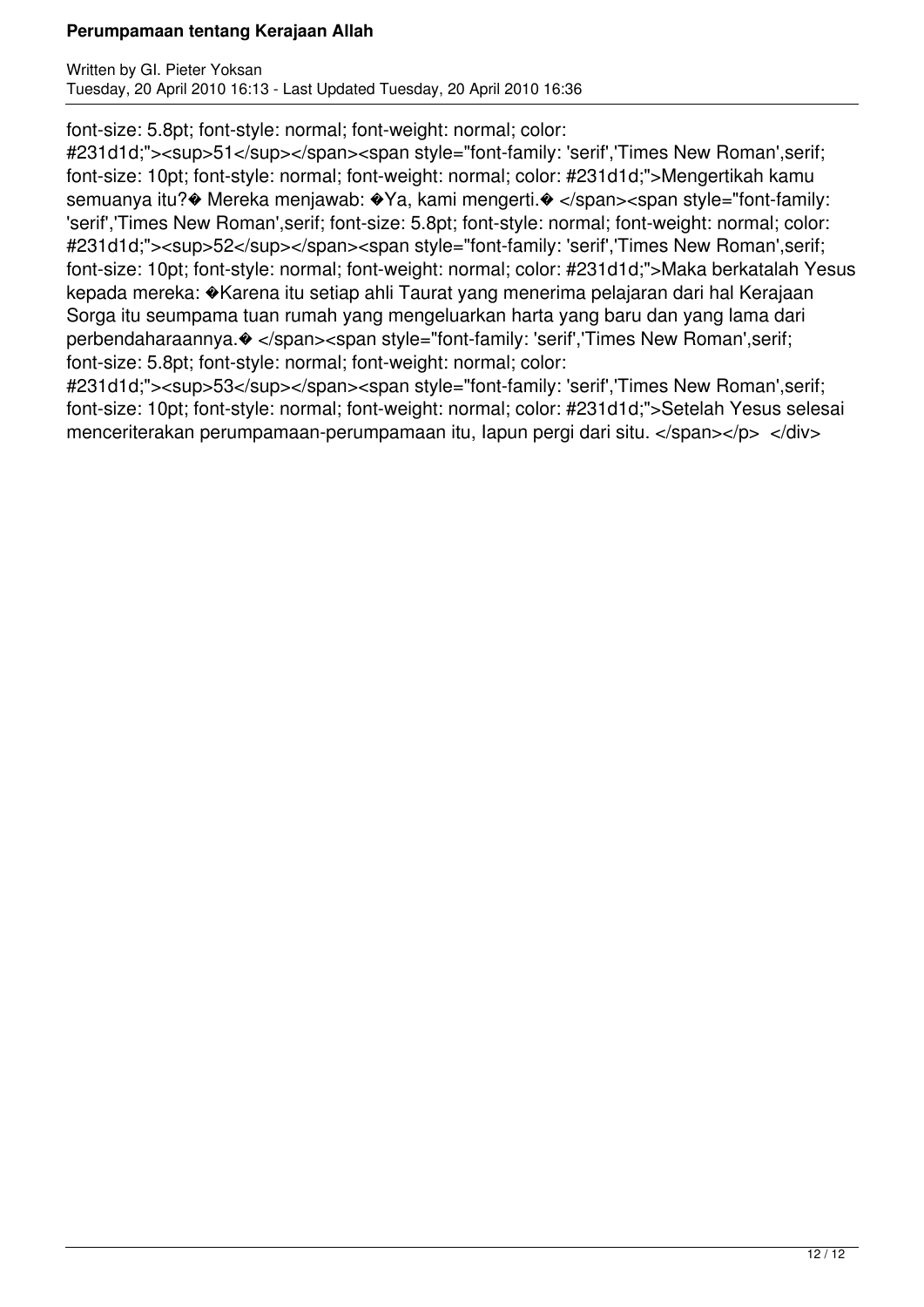font-size: 5.8pt; font-style: normal; font-weight: normal; color: #231d1d;"><sup>51</sup></span><span style="font-family: 'serif','Times New Roman',serif; font-size: 10pt; font-style: normal; font-weight: normal; color: #231d1d;">Mengertikah kamu semuanya itu?� Mereka menjawab: �Ya, kami mengerti.� </span><span style="font-family: 'serif','Times New Roman',serif; font-size: 5.8pt; font-style: normal; font-weight: normal; color: #231d1d;"><sup>52</sup></span><span style="font-family: 'serif','Times New Roman',serif; font-size: 10pt; font-style: normal; font-weight: normal; color: #231d1d;">Maka berkatalah Yesus kepada mereka: �Karena itu setiap ahli Taurat yang menerima pelajaran dari hal Kerajaan Sorga itu seumpama tuan rumah yang mengeluarkan harta yang baru dan yang lama dari perbendaharaannya.� </span><span style="font-family: 'serif','Times New Roman',serif; font-size: 5.8pt; font-style: normal; font-weight: normal; color: #231d1d;"><sup>53</sup></span><span style="font-family: 'serif','Times New Roman',serif; font-size: 10pt; font-style: normal; font-weight: normal; color: #231d1d;">Setelah Yesus selesai menceriterakan perumpamaan-perumpamaan itu, Iapun pergi dari situ. </span></p> </div>